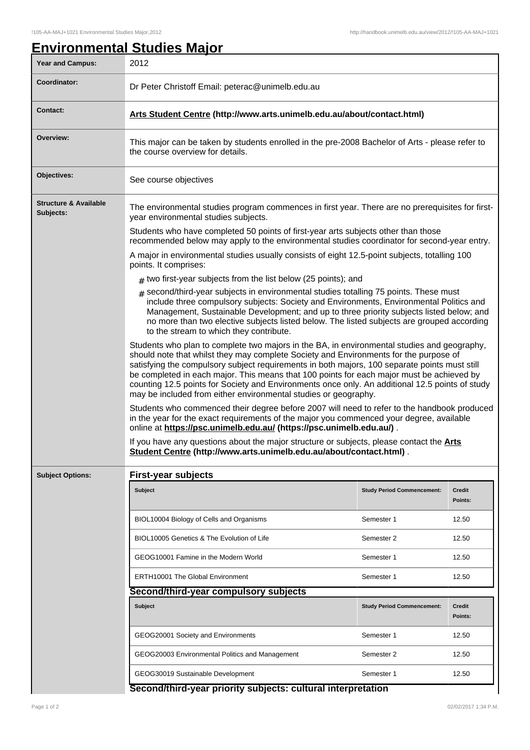# Environmental Studies Major

| | |
|---|---|
| **Year and Campus:** | 2012 |
| **Coordinator:** | Dr Peter Christoff Email: peterac@unimelb.edu.au |
| **Contact:** | **Arts Student Centre (http://www.arts.unimelb.edu.au/about/contact.html)** |
| **Overview:** | This major can be taken by students enrolled in the pre-2008 Bachelor of Arts - please refer to the course overview for details. |
| **Objectives:** | See course objectives |

**Structure & Available Subjects:**

The environmental studies program commences in first year. There are no prerequisites for first-year environmental studies subjects.

Students who have completed 50 points of first-year arts subjects other than those recommended below may apply to the environmental studies coordinator for second-year entry.

A major in environmental studies usually consists of eight 12.5-point subjects, totalling 100 points. It comprises:

- two first-year subjects from the list below (25 points); and
- second/third-year subjects in environmental studies totalling 75 points. These must include three compulsory subjects: Society and Environments, Environmental Politics and Management, Sustainable Development; and up to three priority subjects listed below; and no more than two elective subjects listed below. The listed subjects are grouped according to the stream to which they contribute.

Students who plan to complete two majors in the BA, in environmental studies and geography, should note that whilst they may complete Society and Environments for the purpose of satisfying the compulsory subject requirements in both majors, 100 separate points must still be completed in each major. This means that 100 points for each major must be achieved by counting 12.5 points for Society and Environments once only. An additional 12.5 points of study may be included from either environmental studies or geography.

Students who commenced their degree before 2007 will need to refer to the handbook produced in the year for the exact requirements of the major you commenced your degree, available online at **https://psc.unimelb.edu.au/ (https://psc.unimelb.edu.au/)** .

If you have any questions about the major structure or subjects, please contact the **Arts Student Centre (http://www.arts.unimelb.edu.au/about/contact.html)** .

**Subject Options:**

## First-year subjects

| Subject | Study Period Commencement: | Credit Points: |
|---|---|---|
| BIOL10004 Biology of Cells and Organisms | Semester 1 | 12.50 |
| BIOL10005 Genetics & The Evolution of Life | Semester 2 | 12.50 |
| GEOG10001 Famine in the Modern World | Semester 1 | 12.50 |
| ERTH10001 The Global Environment | Semester 1 | 12.50 |

## Second/third-year compulsory subjects

| Subject | Study Period Commencement: | Credit Points: |
|---|---|---|
| GEOG20001 Society and Environments | Semester 1 | 12.50 |
| GEOG20003 Environmental Politics and Management | Semester 2 | 12.50 |
| GEOG30019 Sustainable Development | Semester 1 | 12.50 |

## Second/third-year priority subjects: cultural interpretation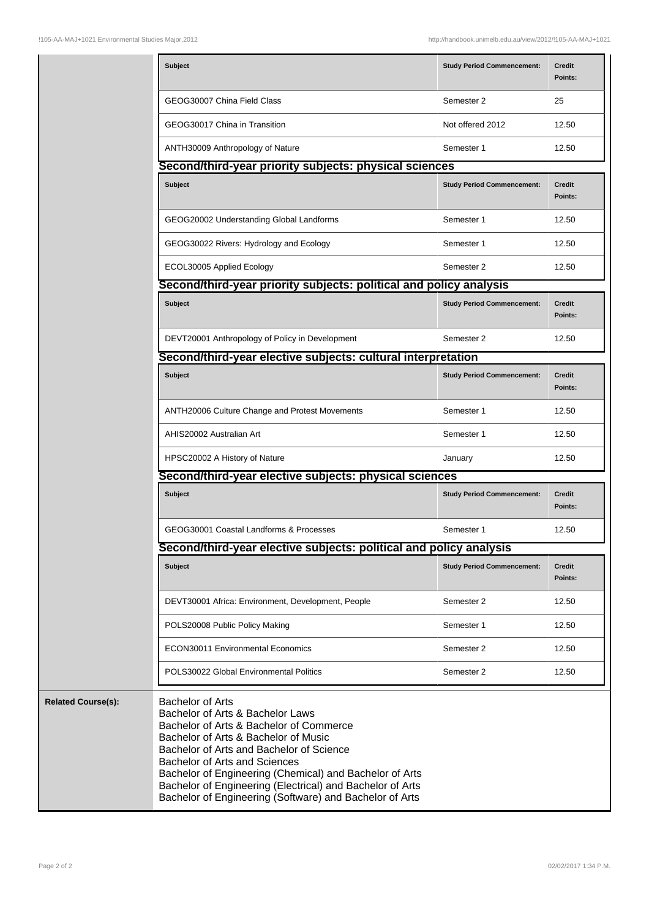| Subject | Study Period Commencement: | Credit Points: |
| --- | --- | --- |
| GEOG30007 China Field Class | Semester 2 | 25 |
| GEOG30017 China in Transition | Not offered 2012 | 12.50 |
| ANTH30009 Anthropology of Nature | Semester 1 | 12.50 |

### Second/third-year priority subjects: physical sciences

| Subject | Study Period Commencement: | Credit Points: |
| --- | --- | --- |
| GEOG20002 Understanding Global Landforms | Semester 1 | 12.50 |
| GEOG30022 Rivers: Hydrology and Ecology | Semester 1 | 12.50 |
| ECOL30005 Applied Ecology | Semester 2 | 12.50 |

### Second/third-year priority subjects: political and policy analysis

| Subject | Study Period Commencement: | Credit Points: |
| --- | --- | --- |
| DEVT20001 Anthropology of Policy in Development | Semester 2 | 12.50 |

### Second/third-year elective subjects: cultural interpretation

| Subject | Study Period Commencement: | Credit Points: |
| --- | --- | --- |
| ANTH20006 Culture Change and Protest Movements | Semester 1 | 12.50 |
| AHIS20002 Australian Art | Semester 1 | 12.50 |
| HPSC20002 A History of Nature | January | 12.50 |

### Second/third-year elective subjects: physical sciences

| Subject | Study Period Commencement: | Credit Points: |
| --- | --- | --- |
| GEOG30001 Coastal Landforms & Processes | Semester 1 | 12.50 |

### Second/third-year elective subjects: political and policy analysis

| Subject | Study Period Commencement: | Credit Points: |
| --- | --- | --- |
| DEVT30001 Africa: Environment, Development, People | Semester 2 | 12.50 |
| POLS20008 Public Policy Making | Semester 1 | 12.50 |
| ECON30011 Environmental Economics | Semester 2 | 12.50 |
| POLS30022 Global Environmental Politics | Semester 2 | 12.50 |

**Related Course(s):**

Bachelor of Arts
Bachelor of Arts & Bachelor Laws
Bachelor of Arts & Bachelor of Commerce
Bachelor of Arts & Bachelor of Music
Bachelor of Arts and Bachelor of Science
Bachelor of Arts and Sciences
Bachelor of Engineering (Chemical) and Bachelor of Arts
Bachelor of Engineering (Electrical) and Bachelor of Arts
Bachelor of Engineering (Software) and Bachelor of Arts